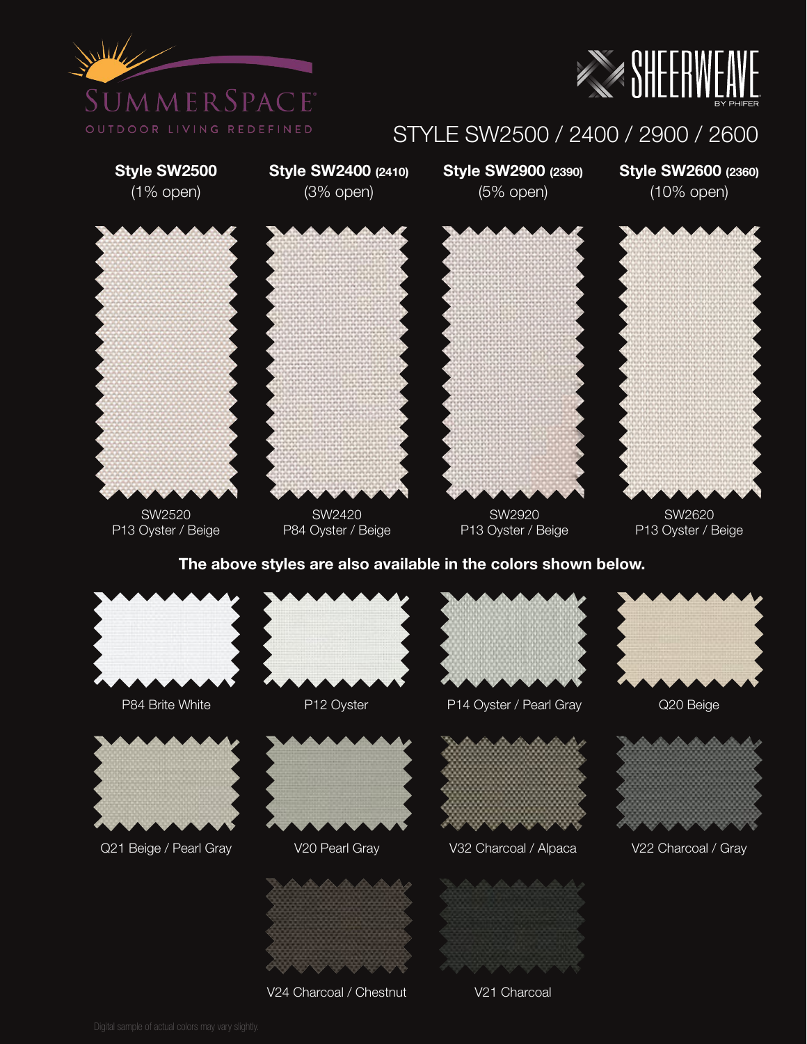SUMMERSPACE
OUTDOOR LIVING REDEFINED

SHEERWEAVE BY PHIFER

# STYLE SW2500 / 2400 / 2900 / 2600

| **Style SW2500** (1% open) | **Style SW2400 (2410)** (3% open) | **Style SW2900 (2390)** (5% open) | **Style SW2600 (2360)** (10% open) |
|---|---|---|---|
| SW2520 P13 Oyster / Beige | SW2420 P84 Oyster / Beige | SW2920 P13 Oyster / Beige | SW2620 P13 Oyster / Beige |

**The above styles are also available in the colors shown below.**

- P84 Brite White
- P12 Oyster
- P14 Oyster / Pearl Gray
- Q20 Beige
- Q21 Beige / Pearl Gray
- V20 Pearl Gray
- V32 Charcoal / Alpaca
- V22 Charcoal / Gray
- V24 Charcoal / Chestnut
- V21 Charcoal

Digital sample of actual colors may vary slightly.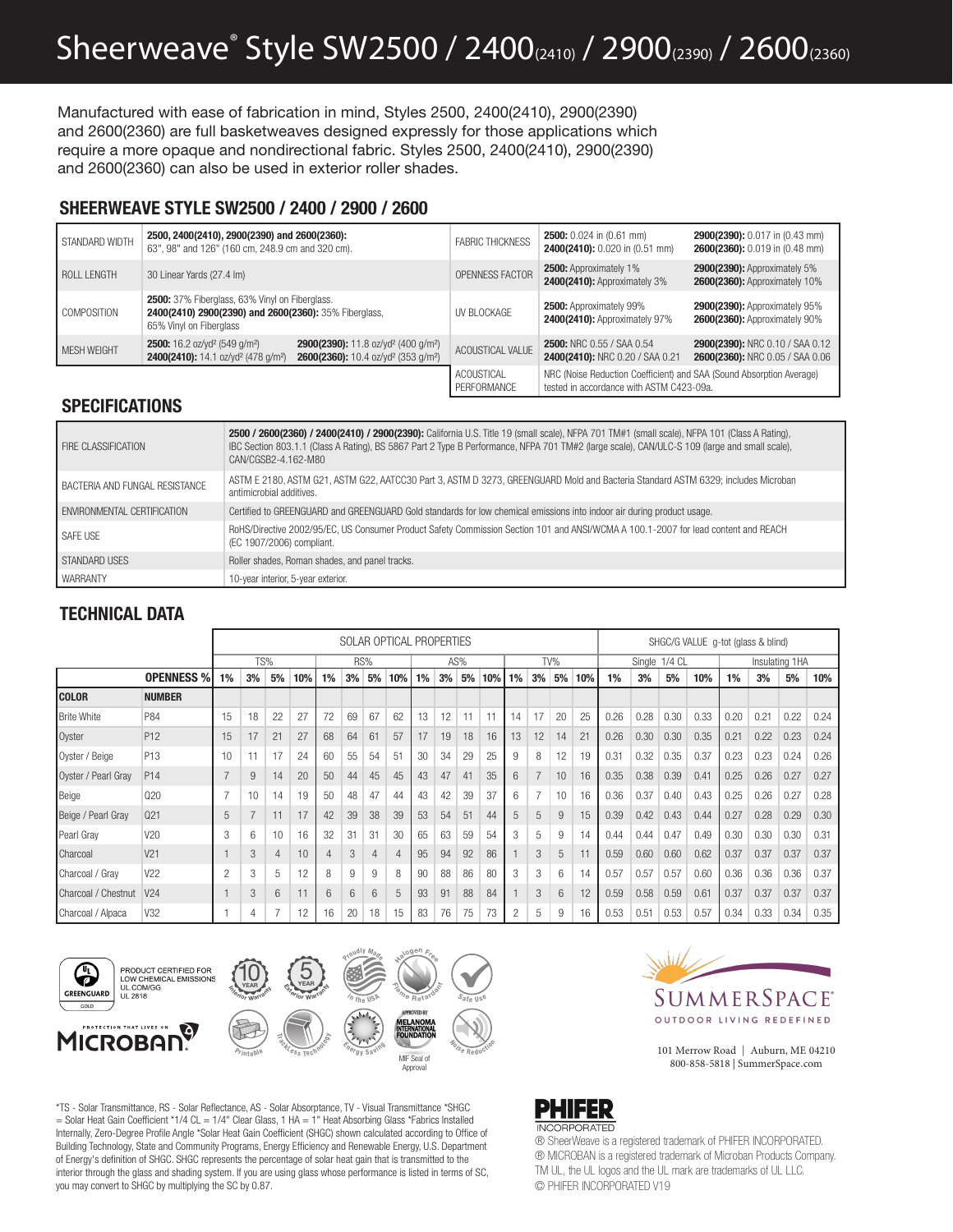# Sheerweave® Style SW2500 / 2400(2410) / 2900(2390) / 2600(2360)

Manufactured with ease of fabrication in mind, Styles 2500, 2400(2410), 2900(2390) and 2600(2360) are full basketweaves designed expressly for those applications which require a more opaque and nondirectional fabric. Styles 2500, 2400(2410), 2900(2390) and 2600(2360) can also be used in exterior roller shades.

## SHEERWEAVE STYLE SW2500 / 2400 / 2900 / 2600

| | | | | |
|---|---|---|---|---|
| STANDARD WIDTH | **2500, 2400(2410), 2900(2390) and 2600(2360):** 63", 98" and 126" (160 cm, 248.9 cm and 320 cm). | FABRIC THICKNESS | **2500:** 0.024 in (0.61 mm) **2400(2410):** 0.020 in (0.51 mm) | **2900(2390):** 0.017 in (0.43 mm) **2600(2360):** 0.019 in (0.48 mm) |
| ROLL LENGTH | 30 Linear Yards (27.4 lm) | OPENNESS FACTOR | **2500:** Approximately 1% **2400(2410):** Approximately 3% | **2900(2390):** Approximately 5% **2600(2360):** Approximately 10% |
| COMPOSITION | **2500:** 37% Fiberglass, 63% Vinyl on Fiberglass. **2400(2410) 2900(2390) and 2600(2360):** 35% Fiberglass, 65% Vinyl on Fiberglass | UV BLOCKAGE | **2500:** Approximately 99% **2400(2410):** Approximately 97% | **2900(2390):** Approximately 95% **2600(2360):** Approximately 90% |
| MESH WEIGHT | **2500:** 16.2 oz/yd² (549 g/m²) **2400(2410):** 14.1 oz/yd² (478 g/m²) **2900(2390):** 11.8 oz/yd² (400 g/m²) **2600(2360):** 10.4 oz/yd² (353 g/m²) | ACOUSTICAL VALUE | **2500:** NRC 0.55 / SAA 0.54 **2400(2410):** NRC 0.20 / SAA 0.21 | **2900(2390):** NRC 0.10 / SAA 0.12 **2600(2360):** NRC 0.05 / SAA 0.06 |
| | | ACOUSTICAL PERFORMANCE | NRC (Noise Reduction Coefficient) and SAA (Sound Absorption Average) tested in accordance with ASTM C423-09a. | |

## SPECIFICATIONS

| | |
|---|---|
| FIRE CLASSIFICATION | **2500 / 2600(2360) / 2400(2410) / 2900(2390):** California U.S. Title 19 (small scale), NFPA 701 TM#1 (small scale), NFPA 101 (Class A Rating), IBC Section 803.1.1 (Class A Rating), BS 5867 Part 2 Type B Performance, NFPA 701 TM#2 (large scale), CAN/ULC-S 109 (large and small scale), CAN/CGSB2-4.162-M80 |
| BACTERIA AND FUNGAL RESISTANCE | ASTM E 2180, ASTM G21, ASTM G22, AATCC30 Part 3, ASTM D 3273, GREENGUARD Mold and Bacteria Standard ASTM 6329; includes Microban antimicrobial additives. |
| ENVIRONMENTAL CERTIFICATION | Certified to GREENGUARD and GREENGUARD Gold standards for low chemical emissions into indoor air during product usage. |
| SAFE USE | RoHS/Directive 2002/95/EC, US Consumer Product Safety Commission Section 101 and ANSI/WCMA A 100.1-2007 for lead content and REACH (EC 1907/2006) compliant. |
| STANDARD USES | Roller shades, Roman shades, and panel tracks. |
| WARRANTY | 10-year interior, 5-year exterior. |

## TECHNICAL DATA

| | | SOLAR OPTICAL PROPERTIES | | | | | | | | | | | | | | | | SHGC/G VALUE g-tot (glass & blind) | | | | | | | |
|---|---|---|---|---|---|---|---|---|---|---|---|---|---|---|---|---|---|---|---|---|---|---|---|---|---|
| | | TS% | | | | RS% | | | | AS% | | | | TV% | | | | Single 1/4 CL | | | | Insulating 1HA | | | |
| | **OPENNESS %** | **1%** | **3%** | **5%** | **10%** | **1%** | **3%** | **5%** | **10%** | **1%** | **3%** | **5%** | **10%** | **1%** | **3%** | **5%** | **10%** | **1%** | **3%** | **5%** | **10%** | **1%** | **3%** | **5%** | **10%** |
| **COLOR** | **NUMBER** | | | | | | | | | | | | | | | | | | | | | | | | |
| Brite White | P84 | 15 | 18 | 22 | 27 | 72 | 69 | 67 | 62 | 13 | 12 | 11 | 11 | 14 | 17 | 20 | 25 | 0.26 | 0.28 | 0.30 | 0.33 | 0.20 | 0.21 | 0.22 | 0.24 |
| Oyster | P12 | 15 | 17 | 21 | 27 | 68 | 64 | 61 | 57 | 17 | 19 | 18 | 16 | 13 | 12 | 14 | 21 | 0.26 | 0.30 | 0.30 | 0.35 | 0.21 | 0.22 | 0.23 | 0.24 |
| Oyster / Beige | P13 | 10 | 11 | 17 | 24 | 60 | 55 | 54 | 51 | 30 | 34 | 29 | 25 | 9 | 8 | 12 | 19 | 0.31 | 0.32 | 0.35 | 0.37 | 0.23 | 0.23 | 0.24 | 0.26 |
| Oyster / Pearl Gray | P14 | 7 | 9 | 14 | 20 | 50 | 44 | 45 | 45 | 43 | 47 | 41 | 35 | 6 | 7 | 10 | 16 | 0.35 | 0.38 | 0.39 | 0.41 | 0.25 | 0.26 | 0.27 | 0.27 |
| Beige | Q20 | 7 | 10 | 14 | 19 | 50 | 48 | 47 | 44 | 43 | 42 | 39 | 37 | 6 | 7 | 10 | 16 | 0.36 | 0.37 | 0.40 | 0.43 | 0.25 | 0.26 | 0.27 | 0.28 |
| Beige / Pearl Gray | Q21 | 5 | 7 | 11 | 17 | 42 | 39 | 38 | 39 | 53 | 54 | 51 | 44 | 5 | 5 | 9 | 15 | 0.39 | 0.42 | 0.43 | 0.44 | 0.27 | 0.28 | 0.29 | 0.30 |
| Pearl Gray | V20 | 3 | 6 | 10 | 16 | 32 | 31 | 31 | 30 | 65 | 63 | 59 | 54 | 3 | 5 | 9 | 14 | 0.44 | 0.44 | 0.47 | 0.49 | 0.30 | 0.30 | 0.30 | 0.31 |
| Charcoal | V21 | 1 | 3 | 4 | 10 | 4 | 3 | 4 | 4 | 95 | 94 | 92 | 86 | 1 | 3 | 5 | 11 | 0.59 | 0.60 | 0.60 | 0.62 | 0.37 | 0.37 | 0.37 | 0.37 |
| Charcoal / Gray | V22 | 2 | 3 | 5 | 12 | 8 | 9 | 9 | 8 | 90 | 88 | 86 | 80 | 3 | 3 | 6 | 14 | 0.57 | 0.57 | 0.57 | 0.60 | 0.36 | 0.36 | 0.36 | 0.37 |
| Charcoal / Chestnut | V24 | 1 | 3 | 6 | 11 | 6 | 6 | 6 | 5 | 93 | 91 | 88 | 84 | 1 | 3 | 6 | 12 | 0.59 | 0.58 | 0.59 | 0.61 | 0.37 | 0.37 | 0.37 | 0.37 |
| Charcoal / Alpaca | V32 | 1 | 4 | 7 | 12 | 16 | 20 | 18 | 15 | 83 | 76 | 75 | 73 | 2 | 5 | 9 | 16 | 0.53 | 0.51 | 0.53 | 0.57 | 0.34 | 0.33 | 0.34 | 0.35 |

PRODUCT CERTIFIED FOR LOW CHEMICAL EMISSIONS UL COM/GG UL 2818

MIF Seal of Approval

SUMMERSPACE® OUTDOOR LIVING REDEFINED

101 Merrow Road | Auburn, ME 04210
800-858-5818 | SummerSpace.com

*TS - Solar Transmittance, RS - Solar Reflectance, AS - Solar Absorptance, TV - Visual Transmittance *SHGC = Solar Heat Gain Coefficient *1/4 CL = 1/4" Clear Glass, 1 HA = 1" Heat Absorbing Glass *Fabrics Installed Internally, Zero-Degree Profile Angle *Solar Heat Gain Coefficient (SHGC) shown calculated according to Office of Building Technology, State and Community Programs, Energy Efficiency and Renewable Energy, U.S. Department of Energy's definition of SHGC. SHGC represents the percentage of solar heat gain that is transmitted to the interior through the glass and shading system. If you are using glass whose performance is listed in terms of SC, you may convert to SHGC by multiplying the SC by 0.87.

® SheerWeave is a registered trademark of PHIFER INCORPORATED.
® MICROBAN is a registered trademark of Microban Products Company.
TM UL, the UL logos and the UL mark are trademarks of UL LLC.
© PHIFER INCORPORATED V19